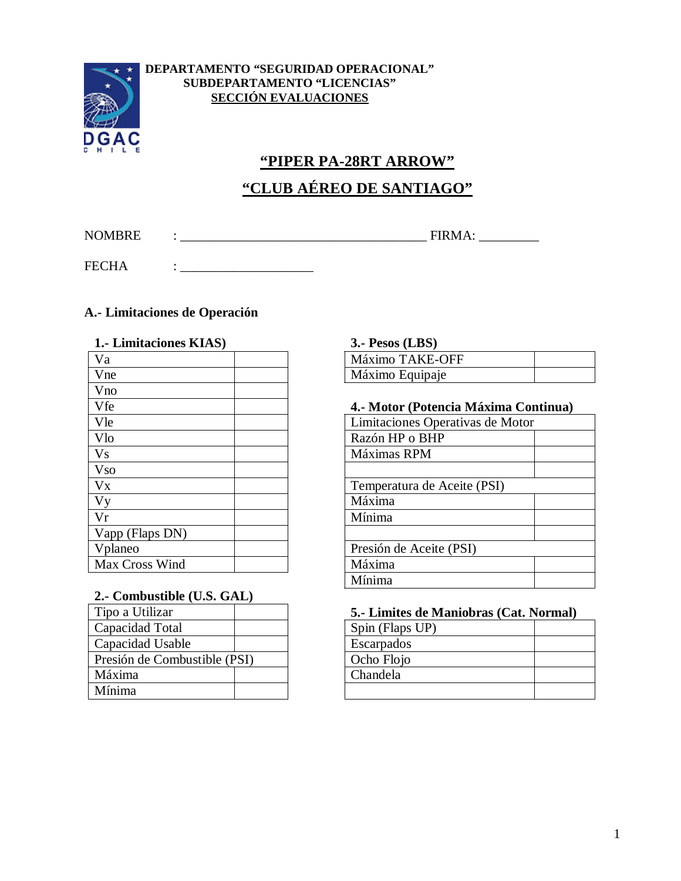**DEPARTAMENTO "SEGURIDAD OPERACIONAL"**
**SUBDEPARTAMENTO "LICENCIAS"**
**SECCIÓN EVALUACIONES**

# "PIPER PA-28RT ARROW"

# "CLUB AÉREO DE SANTIAGO"

NOMBRE : ______________________________________ FIRMA: _________

FECHA : ____________________

## A.- Limitaciones de Operación

### 1.- Limitaciones KIAS)

| | |
|---|---|
| Va | |
| Vne | |
| Vno | |
| Vfe | |
| Vle | |
| Vlo | |
| Vs | |
| Vso | |
| Vx | |
| Vy | |
| Vr | |
| Vapp (Flaps DN) | |
| Vplaneo | |
| Max Cross Wind | |

### 2.- Combustible (U.S. GAL)

| | |
|---|---|
| Tipo a Utilizar | |
| Capacidad Total | |
| Capacidad Usable | |
| Presión de Combustible (PSI) | |
| Máxima | |
| Mínima | |

### 3.- Pesos (LBS)

| | |
|---|---|
| Máximo TAKE-OFF | |
| Máximo Equipaje | |

### 4.- Motor (Potencia Máxima Continua)

| | |
|---|---|
| Limitaciones Operativas de Motor | |
| Razón HP o BHP | |
| Máximas RPM | |
| | |
| Temperatura de Aceite (PSI) | |
| Máxima | |
| Mínima | |
| | |
| Presión de Aceite (PSI) | |
| Máxima | |
| Mínima | |

### 5.- Limites de Maniobras (Cat. Normal)

| | |
|---|---|
| Spin (Flaps UP) | |
| Escarpados | |
| Ocho Flojo | |
| Chandela | |
| | |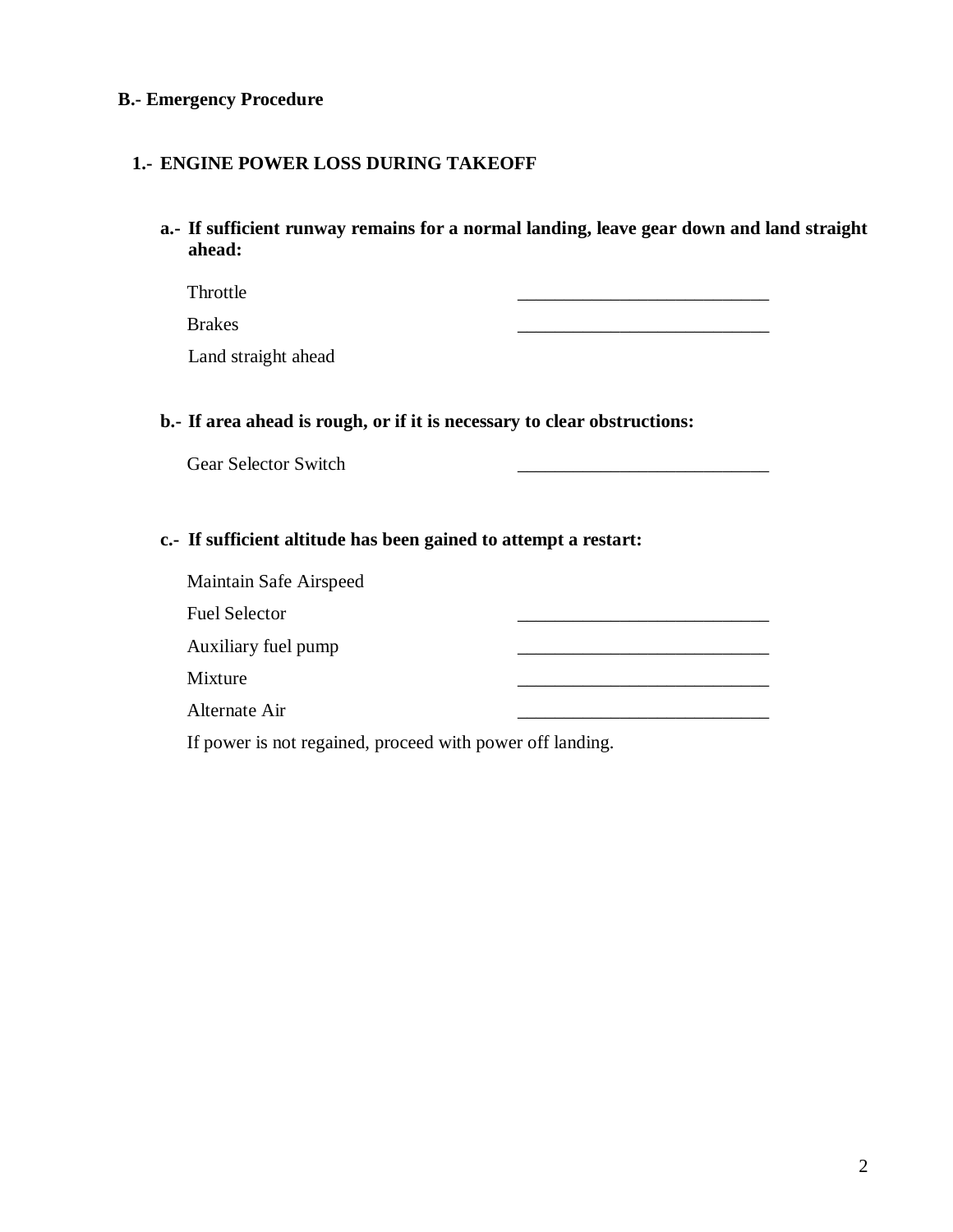## B.- Emergency Procedure

### 1.- ENGINE POWER LOSS DURING TAKEOFF

**a.- If sufficient runway remains for a normal landing, leave gear down and land straight ahead:**

Throttle ___________________________

Brakes ___________________________

Land straight ahead

**b.- If area ahead is rough, or if it is necessary to clear obstructions:**

Gear Selector Switch ___________________________

**c.- If sufficient altitude has been gained to attempt a restart:**

Maintain Safe Airspeed

Fuel Selector ___________________________

Auxiliary fuel pump ___________________________

Mixture ___________________________

Alternate Air ___________________________

If power is not regained, proceed with power off landing.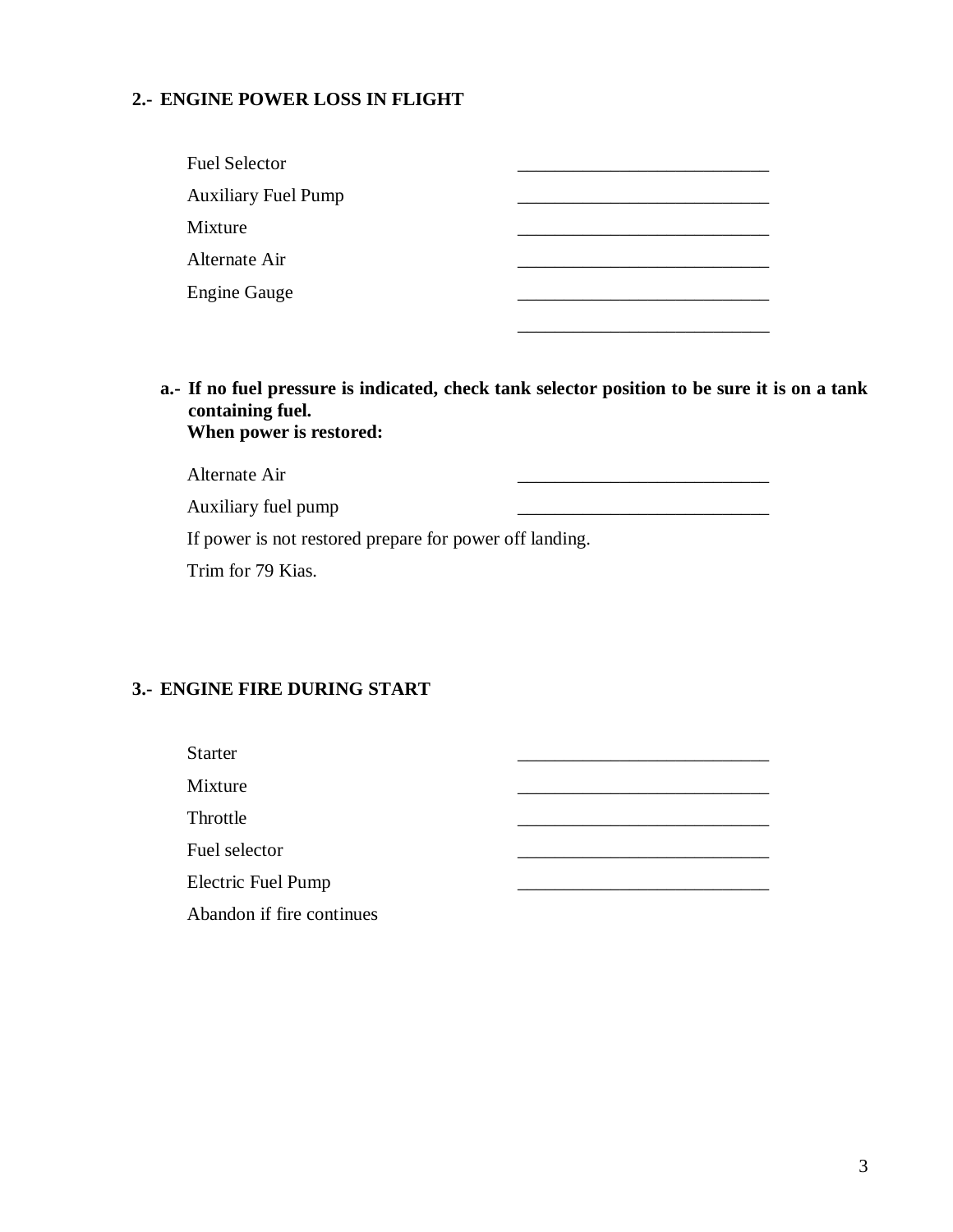## 2.- ENGINE POWER LOSS IN FLIGHT

| | |
|---|---|
| Fuel Selector | ___________________________ |
| Auxiliary Fuel Pump | ___________________________ |
| Mixture | ___________________________ |
| Alternate Air | ___________________________ |
| Engine Gauge | ___________________________ |
| | ___________________________ |

**a.- If no fuel pressure is indicated, check tank selector position to be sure it is on a tank containing fuel.**
**When power is restored:**

| | |
|---|---|
| Alternate Air | ___________________________ |
| Auxiliary fuel pump | ___________________________ |

If power is not restored prepare for power off landing.

Trim for 79 Kias.

## 3.- ENGINE FIRE DURING START

| | |
|---|---|
| Starter | ___________________________ |
| Mixture | ___________________________ |
| Throttle | ___________________________ |
| Fuel selector | ___________________________ |
| Electric Fuel Pump | ___________________________ |

Abandon if fire continues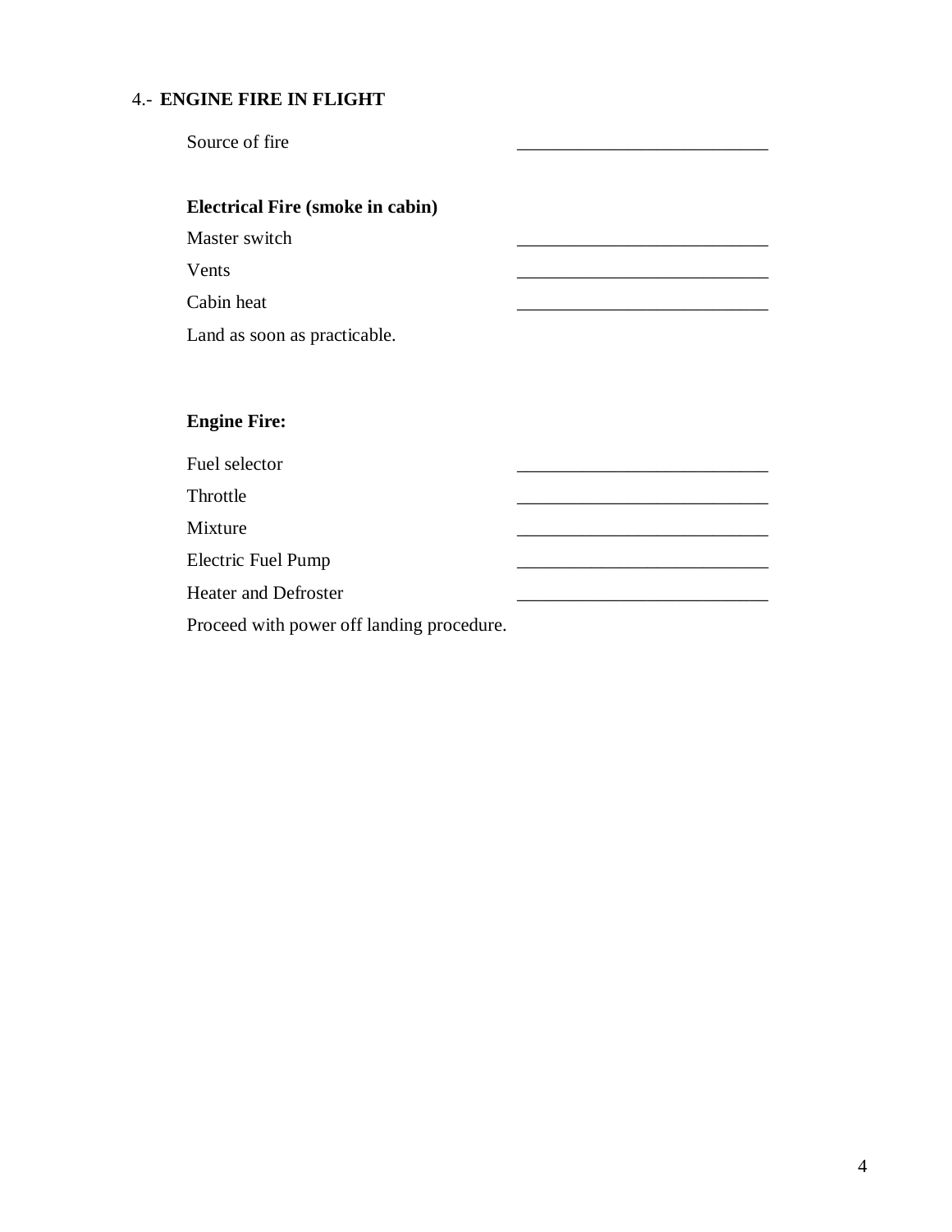4.- **ENGINE FIRE IN FLIGHT**

Source of fire ___________________________

**Electrical Fire (smoke in cabin)**

Master switch ___________________________

Vents ___________________________

Cabin heat ___________________________

Land as soon as practicable.

**Engine Fire:**

Fuel selector ___________________________

Throttle ___________________________

Mixture ___________________________

Electric Fuel Pump ___________________________

Heater and Defroster ___________________________

Proceed with power off landing procedure.